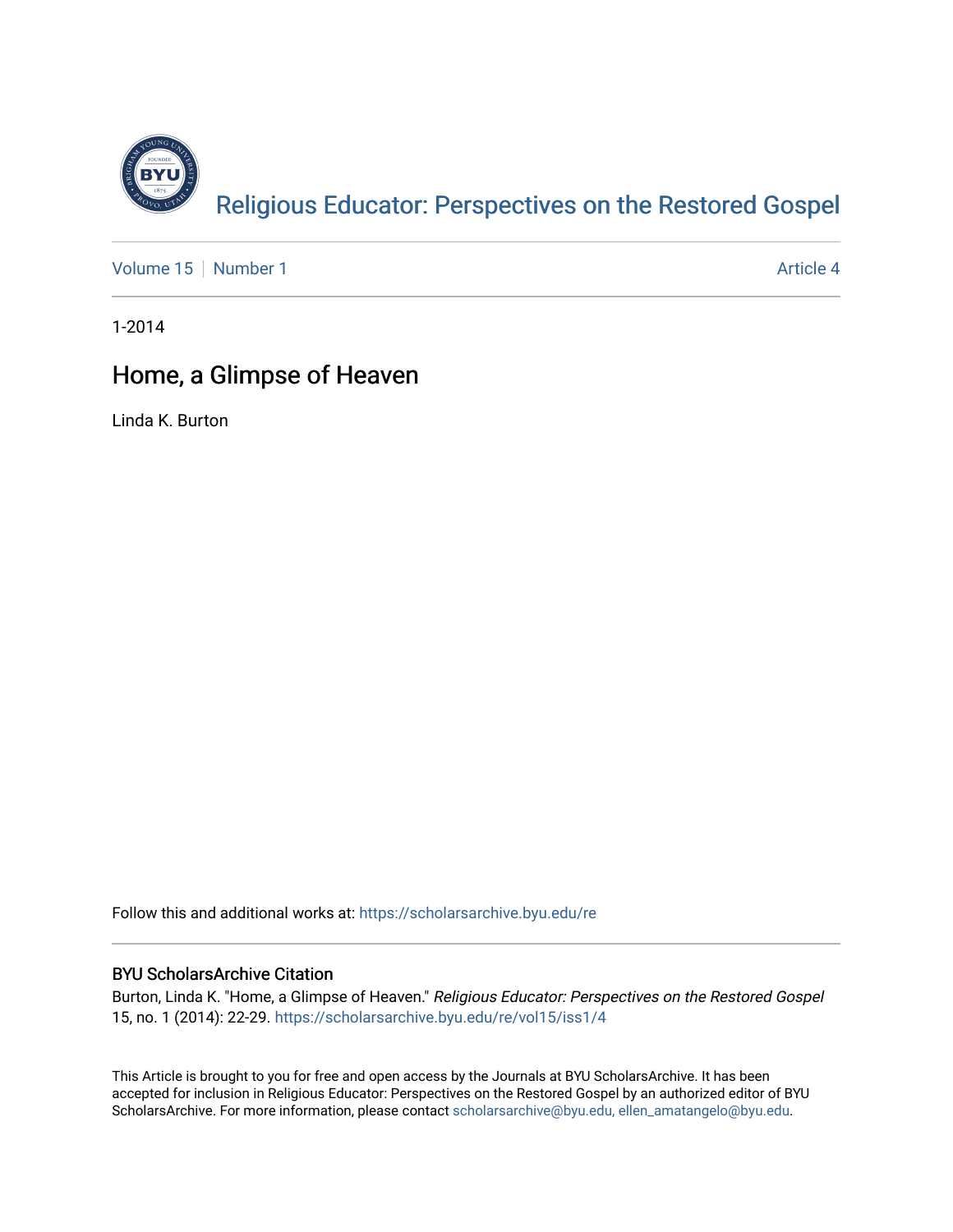Religious Educator: Perspectives on the Restored Gospel

Volume 15 | Number 1 | Article 4

1-2014

# Home, a Glimpse of Heaven

Linda K. Burton

Follow this and additional works at: https://scholarsarchive.byu.edu/re

## BYU ScholarsArchive Citation

Burton, Linda K. "Home, a Glimpse of Heaven." *Religious Educator: Perspectives on the Restored Gospel* 15, no. 1 (2014): 22-29. https://scholarsarchive.byu.edu/re/vol15/iss1/4

This Article is brought to you for free and open access by the Journals at BYU ScholarsArchive. It has been accepted for inclusion in Religious Educator: Perspectives on the Restored Gospel by an authorized editor of BYU ScholarsArchive. For more information, please contact scholarsarchive@byu.edu, ellen_amatangelo@byu.edu.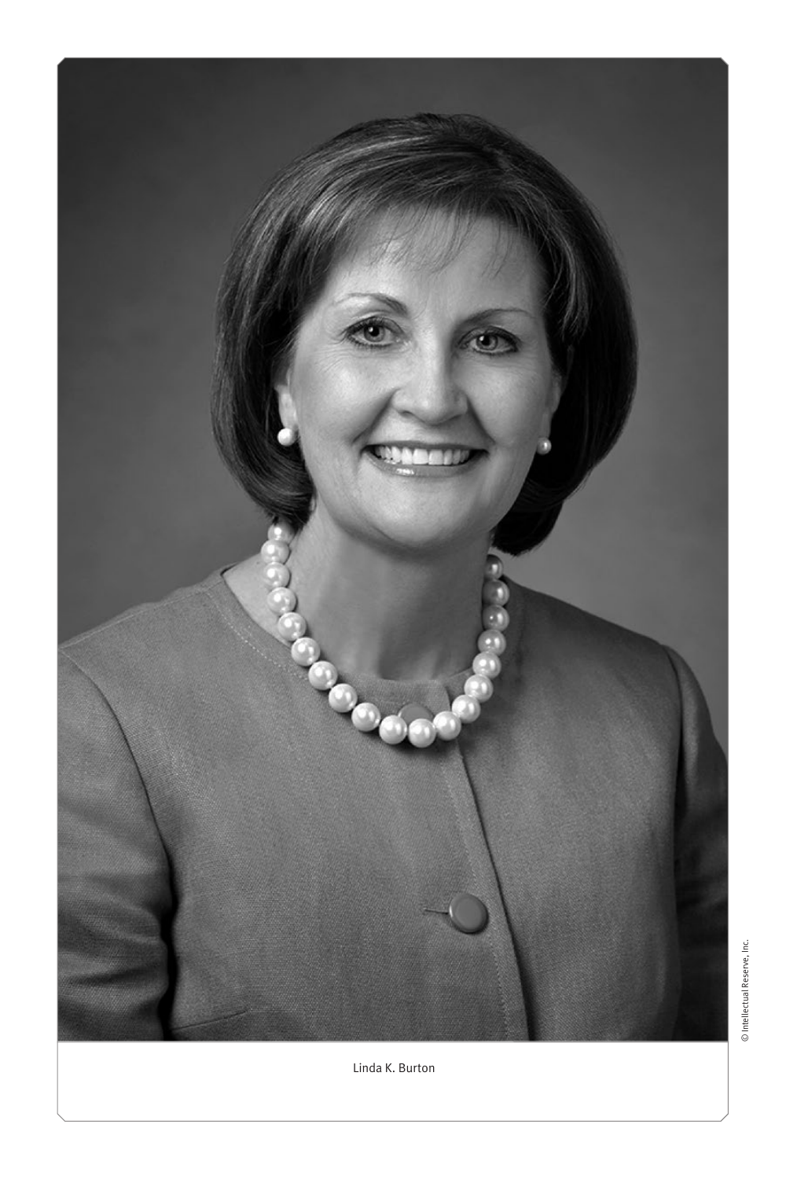Linda K. Burton

© Intellectual Reserve, Inc.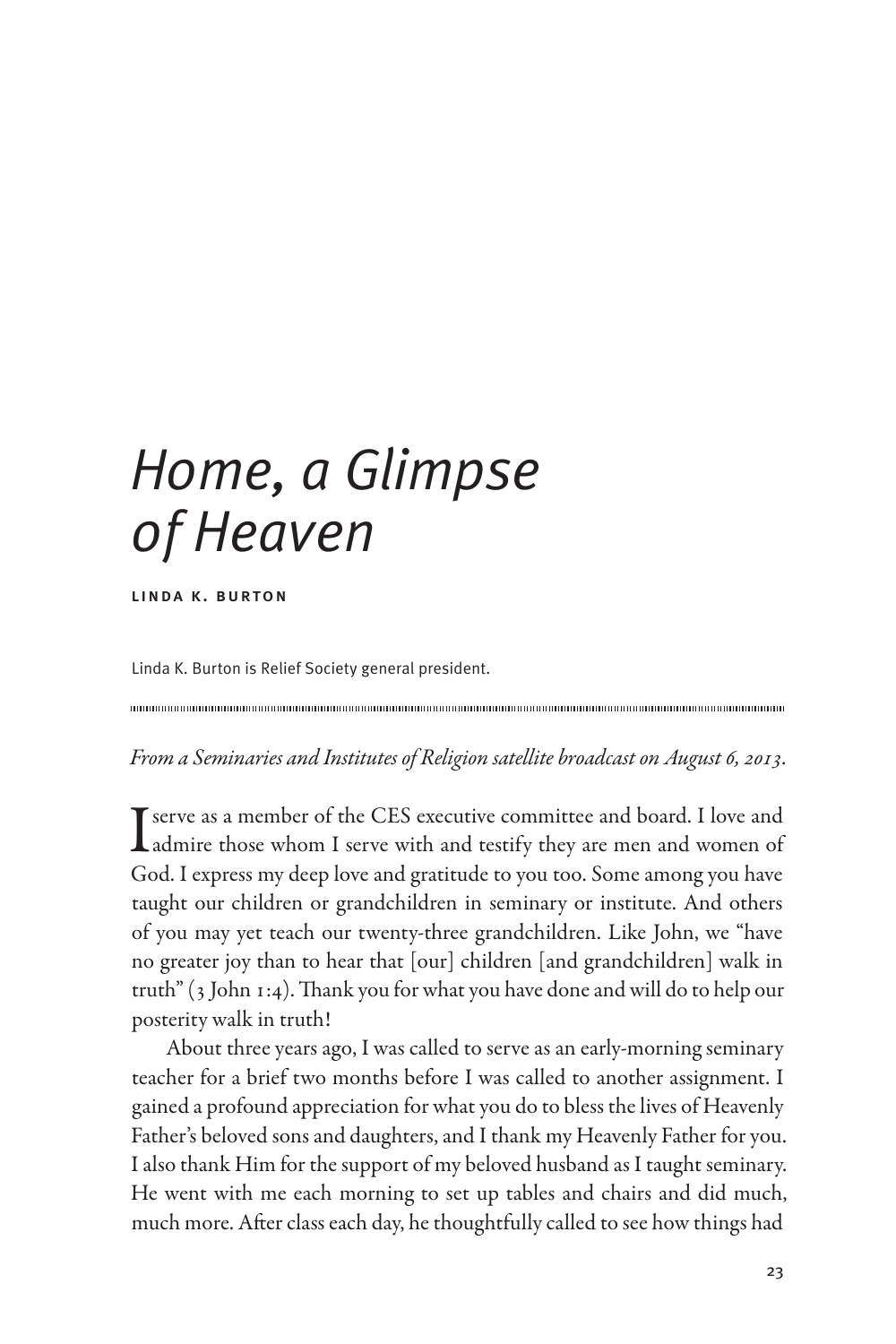# *Home, a Glimpse of Heaven*

**LINDA K. BURTON**

Linda K. Burton is Relief Society general president.

*From a Seminaries and Institutes of Religion satellite broadcast on August 6, 2013.*

I serve as a member of the CES executive committee and board. I love and admire those whom I serve with and testify they are men and women of God. I express my deep love and gratitude to you too. Some among you have taught our children or grandchildren in seminary or institute. And others of you may yet teach our twenty-three grandchildren. Like John, we "have no greater joy than to hear that [our] children [and grandchildren] walk in truth" (3 John 1:4). Thank you for what you have done and will do to help our posterity walk in truth!

About three years ago, I was called to serve as an early-morning seminary teacher for a brief two months before I was called to another assignment. I gained a profound appreciation for what you do to bless the lives of Heavenly Father's beloved sons and daughters, and I thank my Heavenly Father for you. I also thank Him for the support of my beloved husband as I taught seminary. He went with me each morning to set up tables and chairs and did much, much more. After class each day, he thoughtfully called to see how things had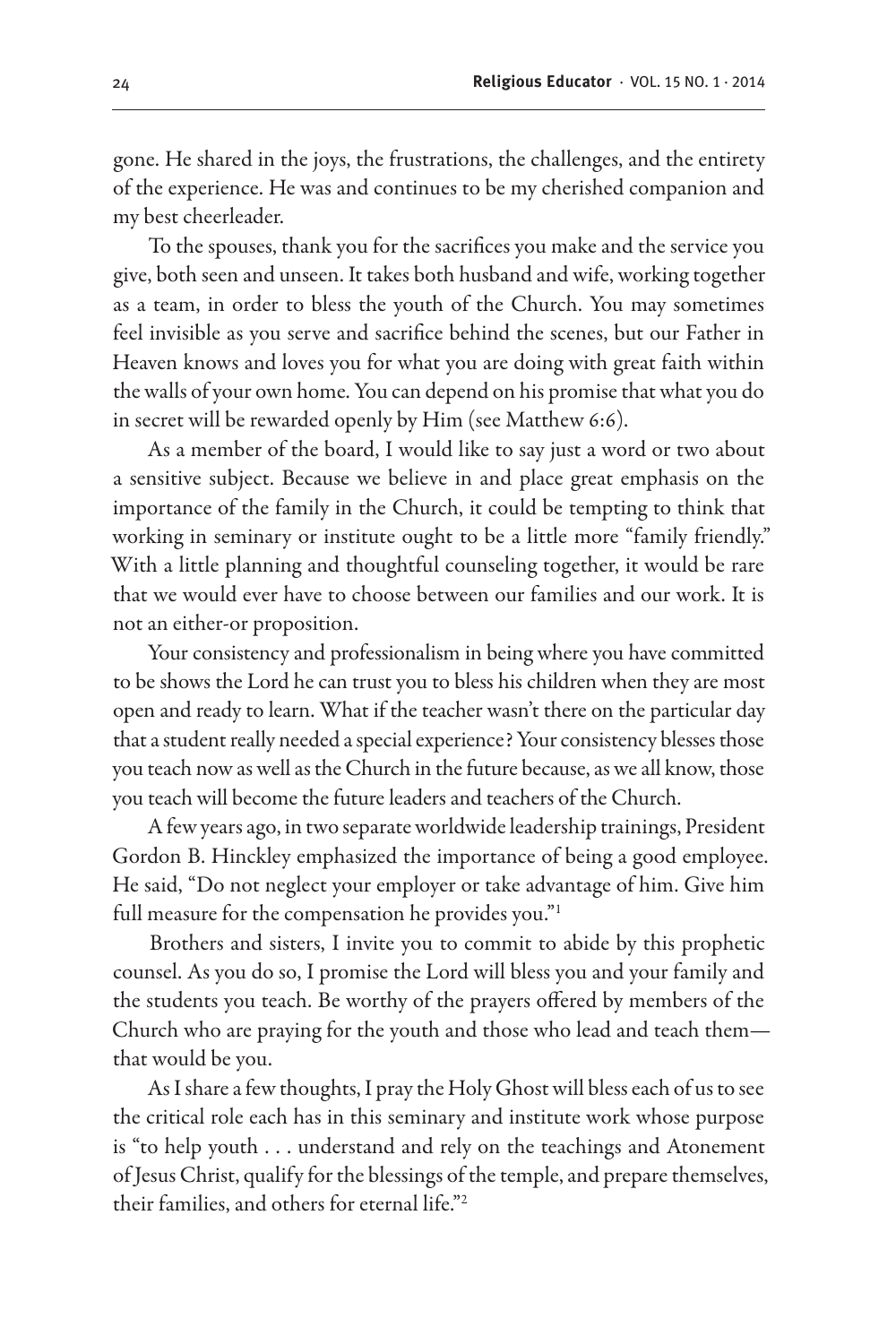gone. He shared in the joys, the frustrations, the challenges, and the entirety of the experience. He was and continues to be my cherished companion and my best cheerleader.

To the spouses, thank you for the sacrifices you make and the service you give, both seen and unseen. It takes both husband and wife, working together as a team, in order to bless the youth of the Church. You may sometimes feel invisible as you serve and sacrifice behind the scenes, but our Father in Heaven knows and loves you for what you are doing with great faith within the walls of your own home. You can depend on his promise that what you do in secret will be rewarded openly by Him (see Matthew 6:6).

As a member of the board, I would like to say just a word or two about a sensitive subject. Because we believe in and place great emphasis on the importance of the family in the Church, it could be tempting to think that working in seminary or institute ought to be a little more "family friendly." With a little planning and thoughtful counseling together, it would be rare that we would ever have to choose between our families and our work. It is not an either-or proposition.

Your consistency and professionalism in being where you have committed to be shows the Lord he can trust you to bless his children when they are most open and ready to learn. What if the teacher wasn't there on the particular day that a student really needed a special experience? Your consistency blesses those you teach now as well as the Church in the future because, as we all know, those you teach will become the future leaders and teachers of the Church.

A few years ago, in two separate worldwide leadership trainings, President Gordon B. Hinckley emphasized the importance of being a good employee. He said, "Do not neglect your employer or take advantage of him. Give him full measure for the compensation he provides you."[1]

Brothers and sisters, I invite you to commit to abide by this prophetic counsel. As you do so, I promise the Lord will bless you and your family and the students you teach. Be worthy of the prayers offered by members of the Church who are praying for the youth and those who lead and teach them—that would be you.

As I share a few thoughts, I pray the Holy Ghost will bless each of us to see the critical role each has in this seminary and institute work whose purpose is "to help youth . . . understand and rely on the teachings and Atonement of Jesus Christ, qualify for the blessings of the temple, and prepare themselves, their families, and others for eternal life."[2]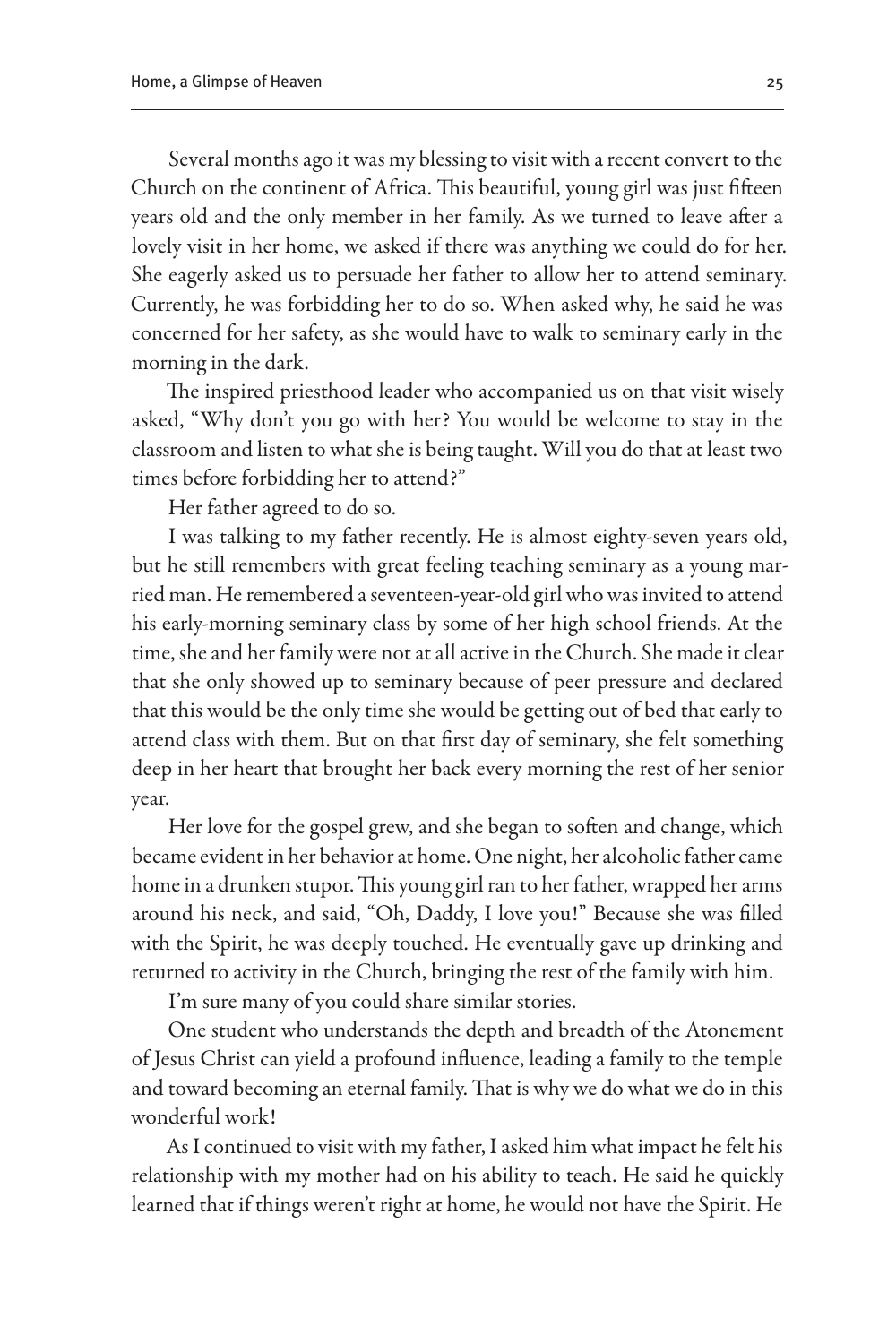Several months ago it was my blessing to visit with a recent convert to the Church on the continent of Africa. This beautiful, young girl was just fifteen years old and the only member in her family. As we turned to leave after a lovely visit in her home, we asked if there was anything we could do for her. She eagerly asked us to persuade her father to allow her to attend seminary. Currently, he was forbidding her to do so. When asked why, he said he was concerned for her safety, as she would have to walk to seminary early in the morning in the dark.

The inspired priesthood leader who accompanied us on that visit wisely asked, "Why don't you go with her? You would be welcome to stay in the classroom and listen to what she is being taught. Will you do that at least two times before forbidding her to attend?"

Her father agreed to do so.

I was talking to my father recently. He is almost eighty-seven years old, but he still remembers with great feeling teaching seminary as a young married man. He remembered a seventeen-year-old girl who was invited to attend his early-morning seminary class by some of her high school friends. At the time, she and her family were not at all active in the Church. She made it clear that she only showed up to seminary because of peer pressure and declared that this would be the only time she would be getting out of bed that early to attend class with them. But on that first day of seminary, she felt something deep in her heart that brought her back every morning the rest of her senior year.

Her love for the gospel grew, and she began to soften and change, which became evident in her behavior at home. One night, her alcoholic father came home in a drunken stupor. This young girl ran to her father, wrapped her arms around his neck, and said, "Oh, Daddy, I love you!" Because she was filled with the Spirit, he was deeply touched. He eventually gave up drinking and returned to activity in the Church, bringing the rest of the family with him.

I'm sure many of you could share similar stories.

One student who understands the depth and breadth of the Atonement of Jesus Christ can yield a profound influence, leading a family to the temple and toward becoming an eternal family. That is why we do what we do in this wonderful work!

As I continued to visit with my father, I asked him what impact he felt his relationship with my mother had on his ability to teach. He said he quickly learned that if things weren't right at home, he would not have the Spirit. He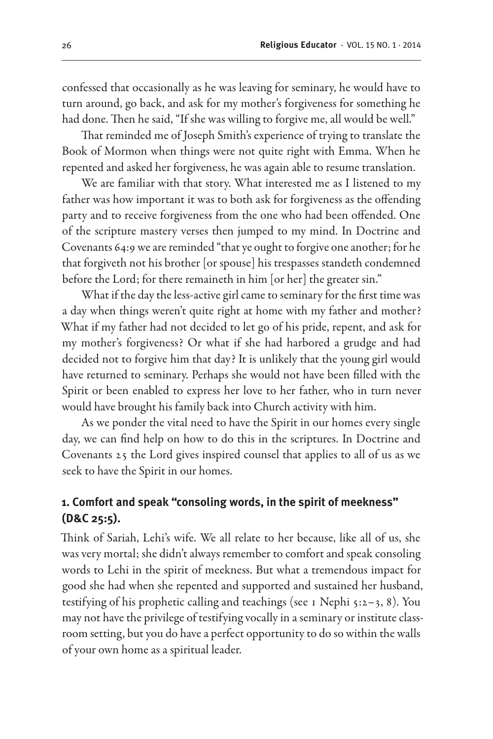confessed that occasionally as he was leaving for seminary, he would have to turn around, go back, and ask for my mother's forgiveness for something he had done. Then he said, "If she was willing to forgive me, all would be well."

That reminded me of Joseph Smith's experience of trying to translate the Book of Mormon when things were not quite right with Emma. When he repented and asked her forgiveness, he was again able to resume translation.

We are familiar with that story. What interested me as I listened to my father was how important it was to both ask for forgiveness as the offending party and to receive forgiveness from the one who had been offended. One of the scripture mastery verses then jumped to my mind. In Doctrine and Covenants 64:9 we are reminded "that ye ought to forgive one another; for he that forgiveth not his brother [or spouse] his trespasses standeth condemned before the Lord; for there remaineth in him [or her] the greater sin."

What if the day the less-active girl came to seminary for the first time was a day when things weren't quite right at home with my father and mother? What if my father had not decided to let go of his pride, repent, and ask for my mother's forgiveness? Or what if she had harbored a grudge and had decided not to forgive him that day? It is unlikely that the young girl would have returned to seminary. Perhaps she would not have been filled with the Spirit or been enabled to express her love to her father, who in turn never would have brought his family back into Church activity with him.

As we ponder the vital need to have the Spirit in our homes every single day, we can find help on how to do this in the scriptures. In Doctrine and Covenants 25 the Lord gives inspired counsel that applies to all of us as we seek to have the Spirit in our homes.

### 1. Comfort and speak "consoling words, in the spirit of meekness" (D&C 25:5).

Think of Sariah, Lehi's wife. We all relate to her because, like all of us, she was very mortal; she didn't always remember to comfort and speak consoling words to Lehi in the spirit of meekness. But what a tremendous impact for good she had when she repented and supported and sustained her husband, testifying of his prophetic calling and teachings (see 1 Nephi 5:2–3, 8). You may not have the privilege of testifying vocally in a seminary or institute classroom setting, but you do have a perfect opportunity to do so within the walls of your own home as a spiritual leader.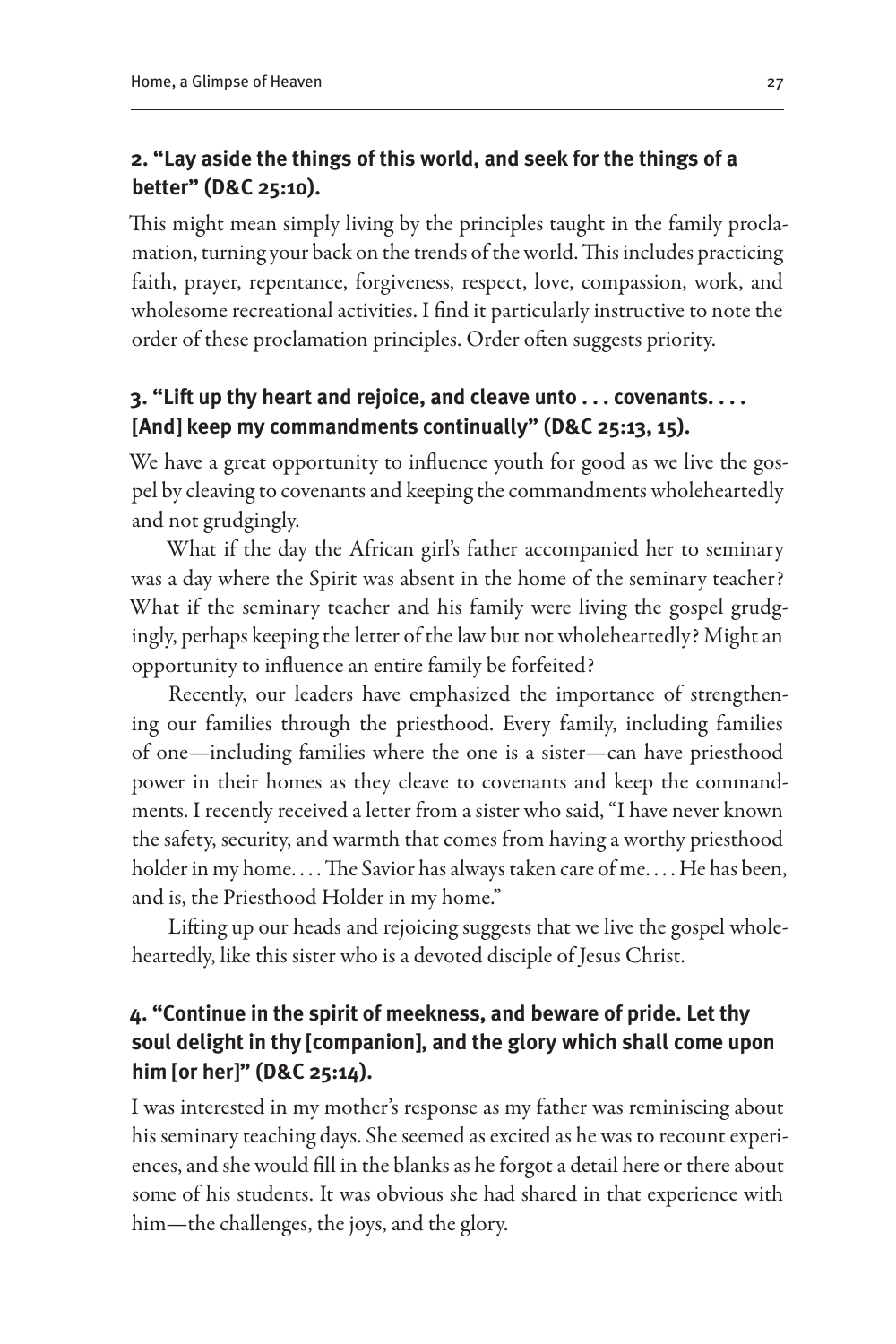### 2. "Lay aside the things of this world, and seek for the things of a better" (D&C 25:10).

This might mean simply living by the principles taught in the family proclamation, turning your back on the trends of the world. This includes practicing faith, prayer, repentance, forgiveness, respect, love, compassion, work, and wholesome recreational activities. I find it particularly instructive to note the order of these proclamation principles. Order often suggests priority.

### 3. "Lift up thy heart and rejoice, and cleave unto . . . covenants. . . . [And] keep my commandments continually" (D&C 25:13, 15).

We have a great opportunity to influence youth for good as we live the gospel by cleaving to covenants and keeping the commandments wholeheartedly and not grudgingly.

What if the day the African girl's father accompanied her to seminary was a day where the Spirit was absent in the home of the seminary teacher? What if the seminary teacher and his family were living the gospel grudgingly, perhaps keeping the letter of the law but not wholeheartedly? Might an opportunity to influence an entire family be forfeited?

Recently, our leaders have emphasized the importance of strengthening our families through the priesthood. Every family, including families of one—including families where the one is a sister—can have priesthood power in their homes as they cleave to covenants and keep the commandments. I recently received a letter from a sister who said, "I have never known the safety, security, and warmth that comes from having a worthy priesthood holder in my home. . . . The Savior has always taken care of me. . . . He has been, and is, the Priesthood Holder in my home."

Lifting up our heads and rejoicing suggests that we live the gospel wholeheartedly, like this sister who is a devoted disciple of Jesus Christ.

### 4. "Continue in the spirit of meekness, and beware of pride. Let thy soul delight in thy [companion], and the glory which shall come upon him [or her]" (D&C 25:14).

I was interested in my mother's response as my father was reminiscing about his seminary teaching days. She seemed as excited as he was to recount experiences, and she would fill in the blanks as he forgot a detail here or there about some of his students. It was obvious she had shared in that experience with him—the challenges, the joys, and the glory.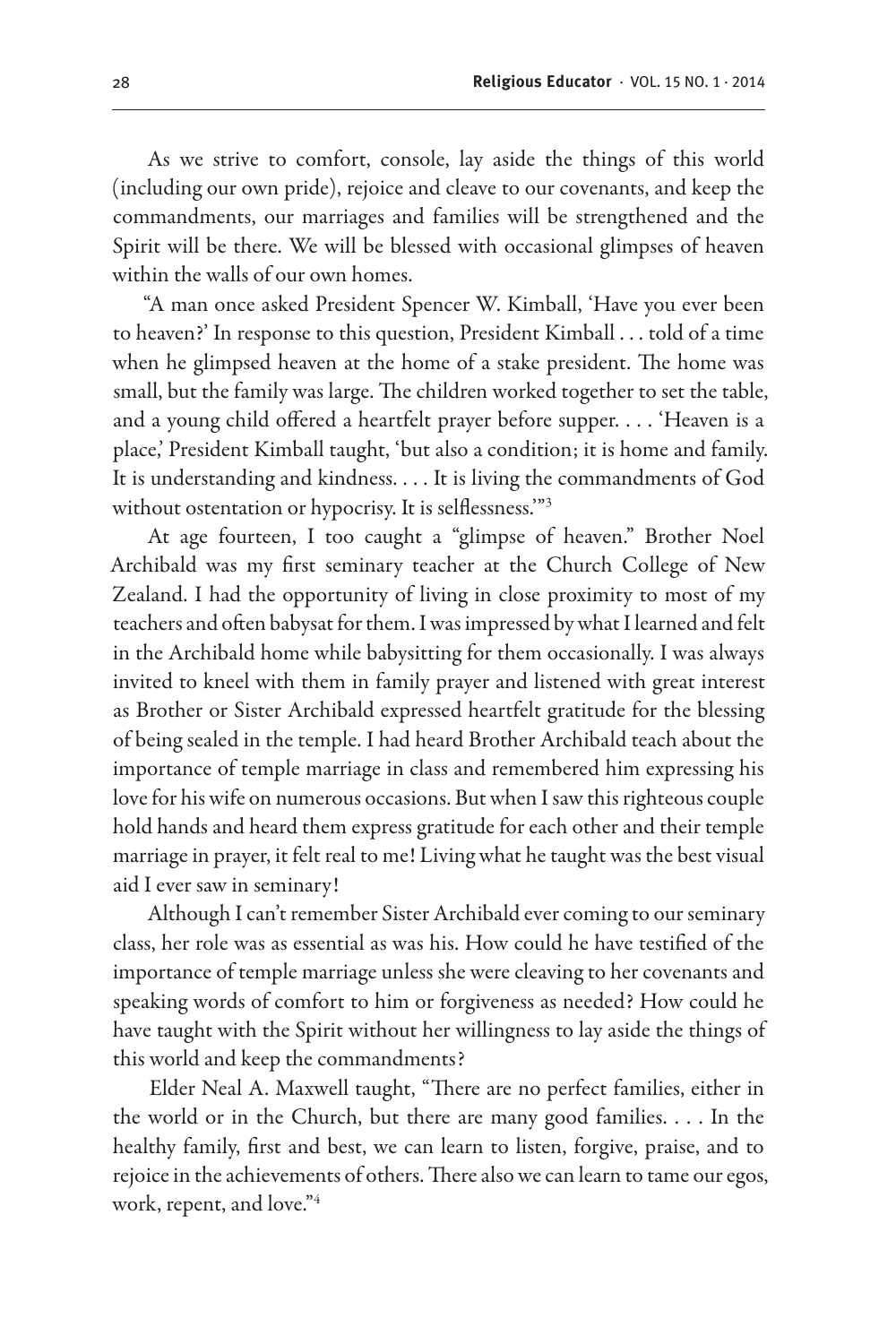As we strive to comfort, console, lay aside the things of this world (including our own pride), rejoice and cleave to our covenants, and keep the commandments, our marriages and families will be strengthened and the Spirit will be there. We will be blessed with occasional glimpses of heaven within the walls of our own homes.

"A man once asked President Spencer W. Kimball, 'Have you ever been to heaven?' In response to this question, President Kimball . . . told of a time when he glimpsed heaven at the home of a stake president. The home was small, but the family was large. The children worked together to set the table, and a young child offered a heartfelt prayer before supper. . . . 'Heaven is a place,' President Kimball taught, 'but also a condition; it is home and family. It is understanding and kindness. . . . It is living the commandments of God without ostentation or hypocrisy. It is selflessness.'"[3]

At age fourteen, I too caught a "glimpse of heaven." Brother Noel Archibald was my first seminary teacher at the Church College of New Zealand. I had the opportunity of living in close proximity to most of my teachers and often babysat for them. I was impressed by what I learned and felt in the Archibald home while babysitting for them occasionally. I was always invited to kneel with them in family prayer and listened with great interest as Brother or Sister Archibald expressed heartfelt gratitude for the blessing of being sealed in the temple. I had heard Brother Archibald teach about the importance of temple marriage in class and remembered him expressing his love for his wife on numerous occasions. But when I saw this righteous couple hold hands and heard them express gratitude for each other and their temple marriage in prayer, it felt real to me! Living what he taught was the best visual aid I ever saw in seminary!

Although I can't remember Sister Archibald ever coming to our seminary class, her role was as essential as was his. How could he have testified of the importance of temple marriage unless she were cleaving to her covenants and speaking words of comfort to him or forgiveness as needed? How could he have taught with the Spirit without her willingness to lay aside the things of this world and keep the commandments?

Elder Neal A. Maxwell taught, "There are no perfect families, either in the world or in the Church, but there are many good families. . . . In the healthy family, first and best, we can learn to listen, forgive, praise, and to rejoice in the achievements of others. There also we can learn to tame our egos, work, repent, and love."[4]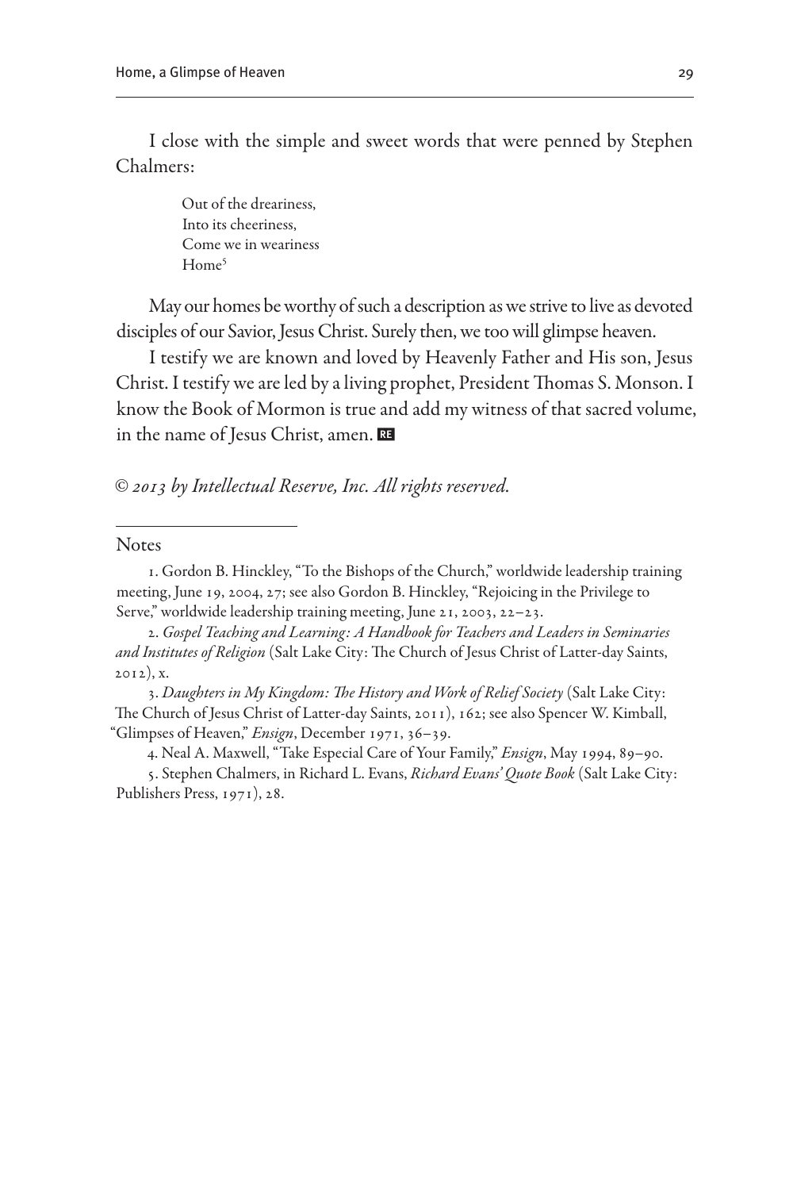I close with the simple and sweet words that were penned by Stephen Chalmers:

> Out of the dreariness,  
> Into its cheeriness,  
> Come we in weariness  
> Home[5]

May our homes be worthy of such a description as we strive to live as devoted disciples of our Savior, Jesus Christ. Surely then, we too will glimpse heaven.

I testify we are known and loved by Heavenly Father and His son, Jesus Christ. I testify we are led by a living prophet, President Thomas S. Monson. I know the Book of Mormon is true and add my witness of that sacred volume, in the name of Jesus Christ, amen. RE

*© 2013 by Intellectual Reserve, Inc. All rights reserved.*

---

Notes

1. Gordon B. Hinckley, "To the Bishops of the Church," worldwide leadership training meeting, June 19, 2004, 27; see also Gordon B. Hinckley, "Rejoicing in the Privilege to Serve," worldwide leadership training meeting, June 21, 2003, 22–23.

2. *Gospel Teaching and Learning: A Handbook for Teachers and Leaders in Seminaries and Institutes of Religion* (Salt Lake City: The Church of Jesus Christ of Latter-day Saints, 2012), x.

3. *Daughters in My Kingdom: The History and Work of Relief Society* (Salt Lake City: The Church of Jesus Christ of Latter-day Saints, 2011), 162; see also Spencer W. Kimball, "Glimpses of Heaven," *Ensign*, December 1971, 36–39.

4. Neal A. Maxwell, "Take Especial Care of Your Family," *Ensign*, May 1994, 89–90.

5. Stephen Chalmers, in Richard L. Evans, *Richard Evans' Quote Book* (Salt Lake City: Publishers Press, 1971), 28.